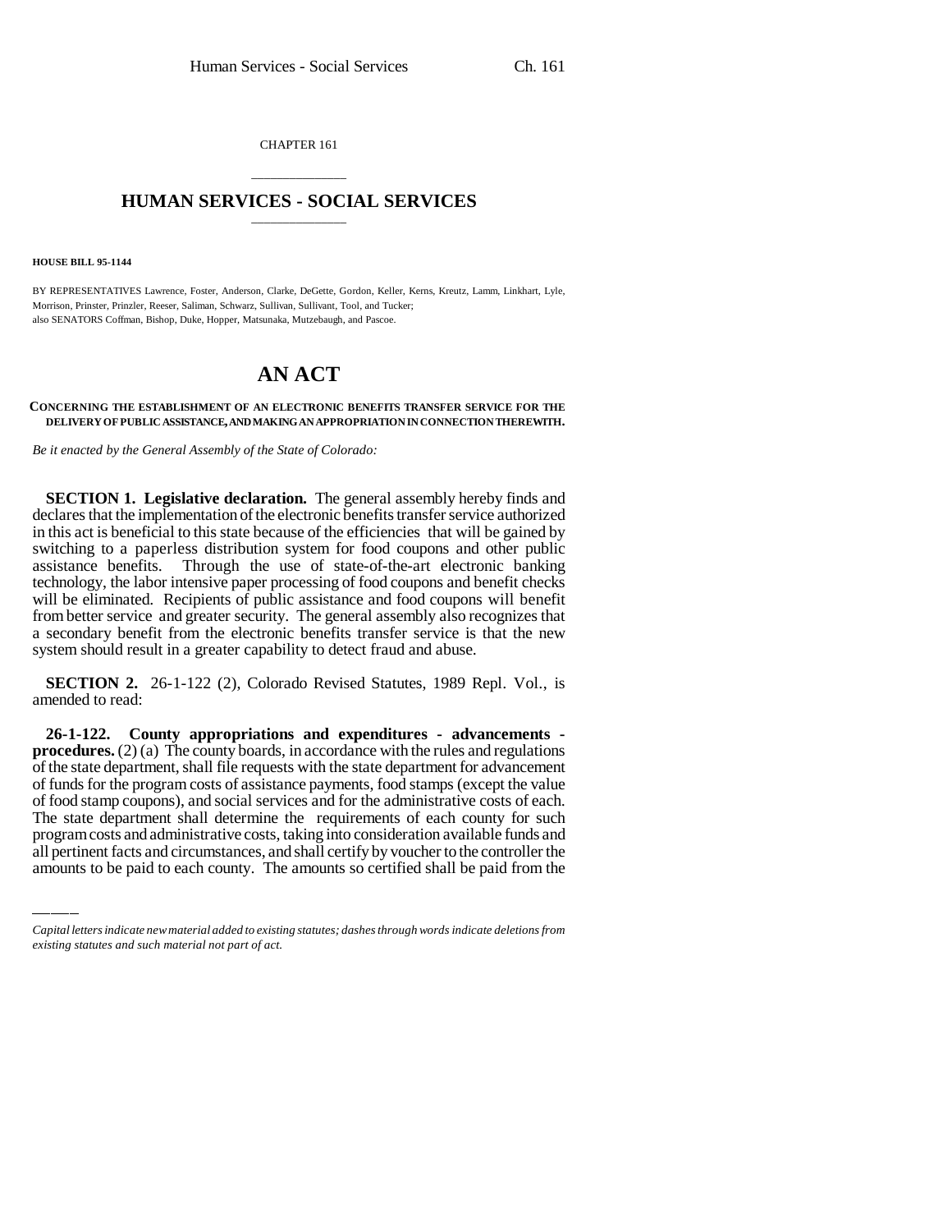CHAPTER 161

# HUMAN SERVICES - SOCIAL SERVICES

**HOUSE BILL 95-1144**

BY REPRESENTATIVES Lawrence, Foster, Anderson, Clarke, DeGette, Gordon, Keller, Kerns, Kreutz, Lamm, Linkhart, Lyle, Morrison, Prinster, Prinzler, Reeser, Saliman, Schwarz, Sullivan, Sullivant, Tool, and Tucker;
also SENATORS Coffman, Bishop, Duke, Hopper, Matsunaka, Mutzebaugh, and Pascoe.

# AN ACT

**CONCERNING THE ESTABLISHMENT OF AN ELECTRONIC BENEFITS TRANSFER SERVICE FOR THE DELIVERY OF PUBLIC ASSISTANCE, AND MAKING AN APPROPRIATION IN CONNECTION THEREWITH.**

*Be it enacted by the General Assembly of the State of Colorado:*

**SECTION 1. Legislative declaration.** The general assembly hereby finds and declares that the implementation of the electronic benefits transfer service authorized in this act is beneficial to this state because of the efficiencies that will be gained by switching to a paperless distribution system for food coupons and other public assistance benefits. Through the use of state-of-the-art electronic banking technology, the labor intensive paper processing of food coupons and benefit checks will be eliminated. Recipients of public assistance and food coupons will benefit from better service and greater security. The general assembly also recognizes that a secondary benefit from the electronic benefits transfer service is that the new system should result in a greater capability to detect fraud and abuse.

**SECTION 2.** 26-1-122 (2), Colorado Revised Statutes, 1989 Repl. Vol., is amended to read:

**26-1-122. County appropriations and expenditures - advancements - procedures.** (2) (a) The county boards, in accordance with the rules and regulations of the state department, shall file requests with the state department for advancement of funds for the program costs of assistance payments, food stamps (except the value of food stamp coupons), and social services and for the administrative costs of each. The state department shall determine the requirements of each county for such program costs and administrative costs, taking into consideration available funds and all pertinent facts and circumstances, and shall certify by voucher to the controller the amounts to be paid to each county. The amounts so certified shall be paid from the

*Capital letters indicate new material added to existing statutes; dashes through words indicate deletions from existing statutes and such material not part of act.*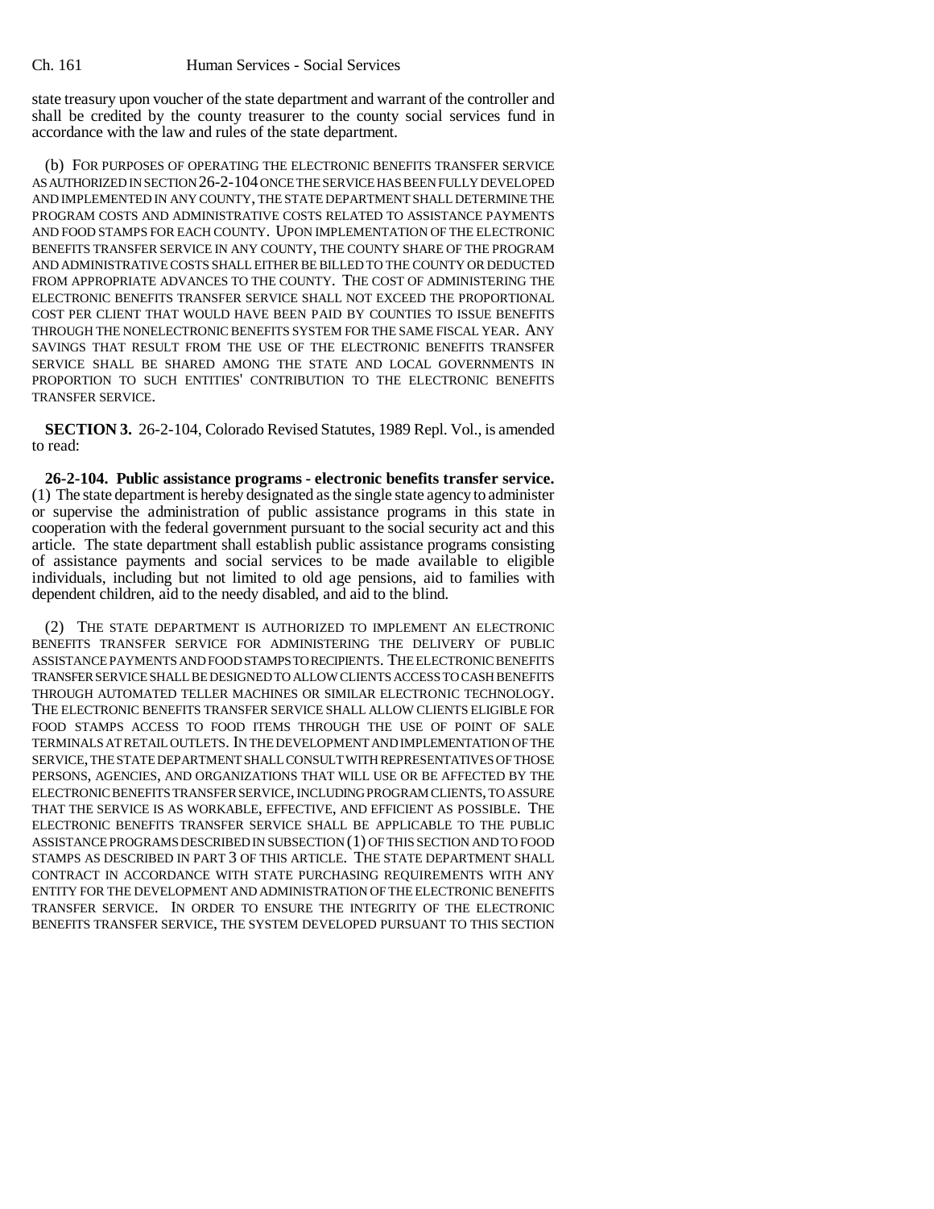state treasury upon voucher of the state department and warrant of the controller and shall be credited by the county treasurer to the county social services fund in accordance with the law and rules of the state department.

(b) FOR PURPOSES OF OPERATING THE ELECTRONIC BENEFITS TRANSFER SERVICE AS AUTHORIZED IN SECTION 26-2-104 ONCE THE SERVICE HAS BEEN FULLY DEVELOPED AND IMPLEMENTED IN ANY COUNTY, THE STATE DEPARTMENT SHALL DETERMINE THE PROGRAM COSTS AND ADMINISTRATIVE COSTS RELATED TO ASSISTANCE PAYMENTS AND FOOD STAMPS FOR EACH COUNTY. UPON IMPLEMENTATION OF THE ELECTRONIC BENEFITS TRANSFER SERVICE IN ANY COUNTY, THE COUNTY SHARE OF THE PROGRAM AND ADMINISTRATIVE COSTS SHALL EITHER BE BILLED TO THE COUNTY OR DEDUCTED FROM APPROPRIATE ADVANCES TO THE COUNTY. THE COST OF ADMINISTERING THE ELECTRONIC BENEFITS TRANSFER SERVICE SHALL NOT EXCEED THE PROPORTIONAL COST PER CLIENT THAT WOULD HAVE BEEN PAID BY COUNTIES TO ISSUE BENEFITS THROUGH THE NONELECTRONIC BENEFITS SYSTEM FOR THE SAME FISCAL YEAR. ANY SAVINGS THAT RESULT FROM THE USE OF THE ELECTRONIC BENEFITS TRANSFER SERVICE SHALL BE SHARED AMONG THE STATE AND LOCAL GOVERNMENTS IN PROPORTION TO SUCH ENTITIES' CONTRIBUTION TO THE ELECTRONIC BENEFITS TRANSFER SERVICE.

**SECTION 3.** 26-2-104, Colorado Revised Statutes, 1989 Repl. Vol., is amended to read:

**26-2-104. Public assistance programs - electronic benefits transfer service.** (1) The state department is hereby designated as the single state agency to administer or supervise the administration of public assistance programs in this state in cooperation with the federal government pursuant to the social security act and this article. The state department shall establish public assistance programs consisting of assistance payments and social services to be made available to eligible individuals, including but not limited to old age pensions, aid to families with dependent children, aid to the needy disabled, and aid to the blind.

(2) THE STATE DEPARTMENT IS AUTHORIZED TO IMPLEMENT AN ELECTRONIC BENEFITS TRANSFER SERVICE FOR ADMINISTERING THE DELIVERY OF PUBLIC ASSISTANCE PAYMENTS AND FOOD STAMPS TO RECIPIENTS. THE ELECTRONIC BENEFITS TRANSFER SERVICE SHALL BE DESIGNED TO ALLOW CLIENTS ACCESS TO CASH BENEFITS THROUGH AUTOMATED TELLER MACHINES OR SIMILAR ELECTRONIC TECHNOLOGY. THE ELECTRONIC BENEFITS TRANSFER SERVICE SHALL ALLOW CLIENTS ELIGIBLE FOR FOOD STAMPS ACCESS TO FOOD ITEMS THROUGH THE USE OF POINT OF SALE TERMINALS AT RETAIL OUTLETS. IN THE DEVELOPMENT AND IMPLEMENTATION OF THE SERVICE, THE STATE DEPARTMENT SHALL CONSULT WITH REPRESENTATIVES OF THOSE PERSONS, AGENCIES, AND ORGANIZATIONS THAT WILL USE OR BE AFFECTED BY THE ELECTRONIC BENEFITS TRANSFER SERVICE, INCLUDING PROGRAM CLIENTS, TO ASSURE THAT THE SERVICE IS AS WORKABLE, EFFECTIVE, AND EFFICIENT AS POSSIBLE. THE ELECTRONIC BENEFITS TRANSFER SERVICE SHALL BE APPLICABLE TO THE PUBLIC ASSISTANCE PROGRAMS DESCRIBED IN SUBSECTION (1) OF THIS SECTION AND TO FOOD STAMPS AS DESCRIBED IN PART 3 OF THIS ARTICLE. THE STATE DEPARTMENT SHALL CONTRACT IN ACCORDANCE WITH STATE PURCHASING REQUIREMENTS WITH ANY ENTITY FOR THE DEVELOPMENT AND ADMINISTRATION OF THE ELECTRONIC BENEFITS TRANSFER SERVICE. IN ORDER TO ENSURE THE INTEGRITY OF THE ELECTRONIC BENEFITS TRANSFER SERVICE, THE SYSTEM DEVELOPED PURSUANT TO THIS SECTION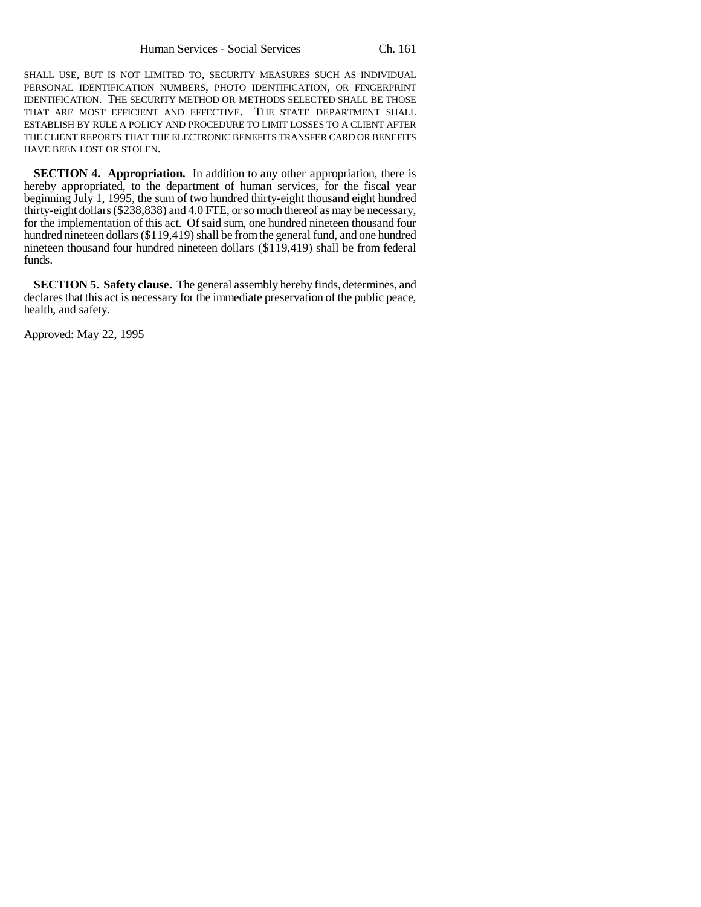SHALL USE, BUT IS NOT LIMITED TO, SECURITY MEASURES SUCH AS INDIVIDUAL PERSONAL IDENTIFICATION NUMBERS, PHOTO IDENTIFICATION, OR FINGERPRINT IDENTIFICATION. THE SECURITY METHOD OR METHODS SELECTED SHALL BE THOSE THAT ARE MOST EFFICIENT AND EFFECTIVE. THE STATE DEPARTMENT SHALL ESTABLISH BY RULE A POLICY AND PROCEDURE TO LIMIT LOSSES TO A CLIENT AFTER THE CLIENT REPORTS THAT THE ELECTRONIC BENEFITS TRANSFER CARD OR BENEFITS HAVE BEEN LOST OR STOLEN.

**SECTION 4. Appropriation.** In addition to any other appropriation, there is hereby appropriated, to the department of human services, for the fiscal year beginning July 1, 1995, the sum of two hundred thirty-eight thousand eight hundred thirty-eight dollars ($238,838) and 4.0 FTE, or so much thereof as may be necessary, for the implementation of this act. Of said sum, one hundred nineteen thousand four hundred nineteen dollars ($119,419) shall be from the general fund, and one hundred nineteen thousand four hundred nineteen dollars ($119,419) shall be from federal funds.

**SECTION 5. Safety clause.** The general assembly hereby finds, determines, and declares that this act is necessary for the immediate preservation of the public peace, health, and safety.

Approved: May 22, 1995